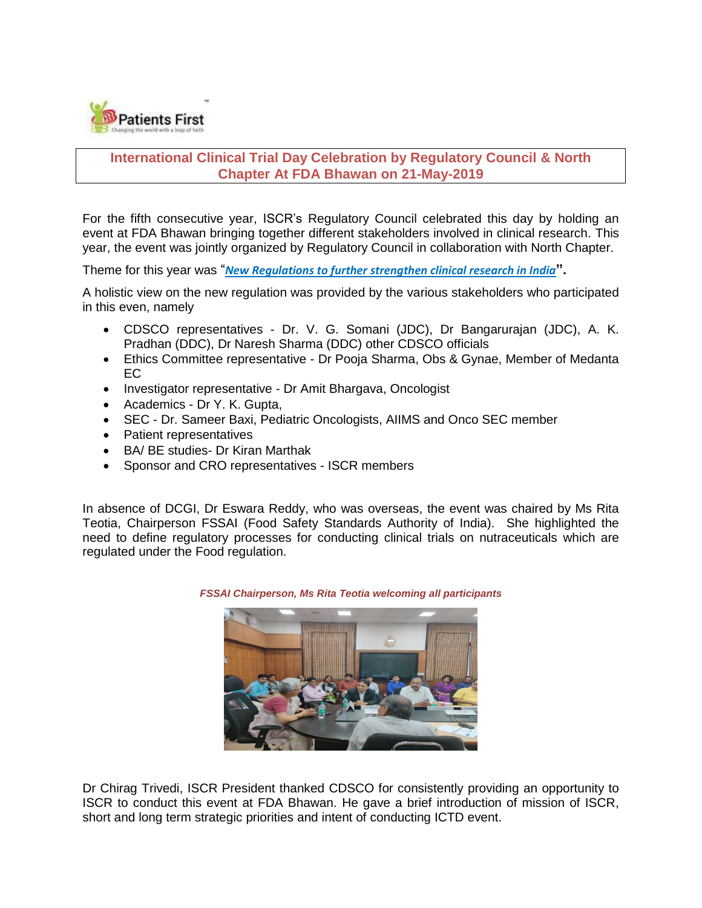## International Clinical Trial Day Celebration by Regulatory Council & North Chapter At FDA Bhawan on 21-May-2019

For the fifth consecutive year, ISCR's Regulatory Council celebrated this day by holding an event at FDA Bhawan bringing together different stakeholders involved in clinical research. This year, the event was jointly organized by Regulatory Council in collaboration with North Chapter.

Theme for this year was "***New Regulations to further strengthen clinical research in India***".

A holistic view on the new regulation was provided by the various stakeholders who participated in this even, namely

- CDSCO representatives - Dr. V. G. Somani (JDC), Dr Bangarurajan (JDC), A. K. Pradhan (DDC), Dr Naresh Sharma (DDC) other CDSCO officials
- Ethics Committee representative - Dr Pooja Sharma, Obs & Gynae, Member of Medanta EC
- Investigator representative - Dr Amit Bhargava, Oncologist
- Academics - Dr Y. K. Gupta,
- SEC - Dr. Sameer Baxi, Pediatric Oncologists, AIIMS and Onco SEC member
- Patient representatives
- BA/ BE studies- Dr Kiran Marthak
- Sponsor and CRO representatives - ISCR members

In absence of DCGI, Dr Eswara Reddy, who was overseas, the event was chaired by Ms Rita Teotia, Chairperson FSSAI (Food Safety Standards Authority of India). She highlighted the need to define regulatory processes for conducting clinical trials on nutraceuticals which are regulated under the Food regulation.

*FSSAI Chairperson, Ms Rita Teotia welcoming all participants*

Dr Chirag Trivedi, ISCR President thanked CDSCO for consistently providing an opportunity to ISCR to conduct this event at FDA Bhawan. He gave a brief introduction of mission of ISCR, short and long term strategic priorities and intent of conducting ICTD event.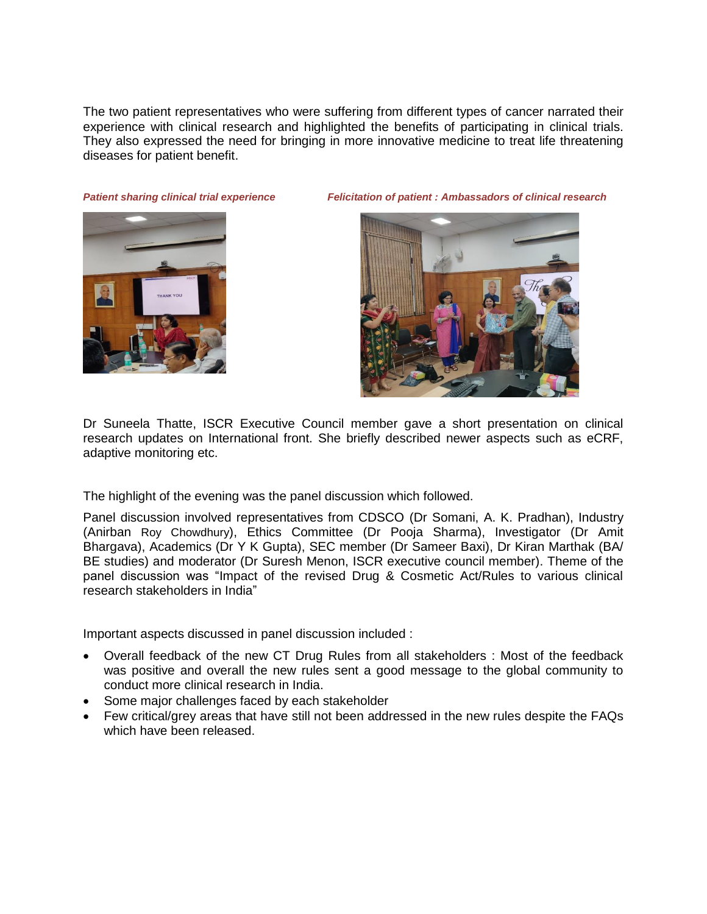The two patient representatives who were suffering from different types of cancer narrated their experience with clinical research and highlighted the benefits of participating in clinical trials. They also expressed the need for bringing in more innovative medicine to treat life threatening diseases for patient benefit.

***Patient sharing clinical trial experience***

***Felicitation of patient : Ambassadors of clinical research***

Dr Suneela Thatte, ISCR Executive Council member gave a short presentation on clinical research updates on International front. She briefly described newer aspects such as eCRF, adaptive monitoring etc.

The highlight of the evening was the panel discussion which followed.

Panel discussion involved representatives from CDSCO (Dr Somani, A. K. Pradhan), Industry (Anirban Roy Chowdhury), Ethics Committee (Dr Pooja Sharma), Investigator (Dr Amit Bhargava), Academics (Dr Y K Gupta), SEC member (Dr Sameer Baxi), Dr Kiran Marthak (BA/ BE studies) and moderator (Dr Suresh Menon, ISCR executive council member). Theme of the panel discussion was "Impact of the revised Drug & Cosmetic Act/Rules to various clinical research stakeholders in India"

Important aspects discussed in panel discussion included :

- Overall feedback of the new CT Drug Rules from all stakeholders : Most of the feedback was positive and overall the new rules sent a good message to the global community to conduct more clinical research in India.
- Some major challenges faced by each stakeholder
- Few critical/grey areas that have still not been addressed in the new rules despite the FAQs which have been released.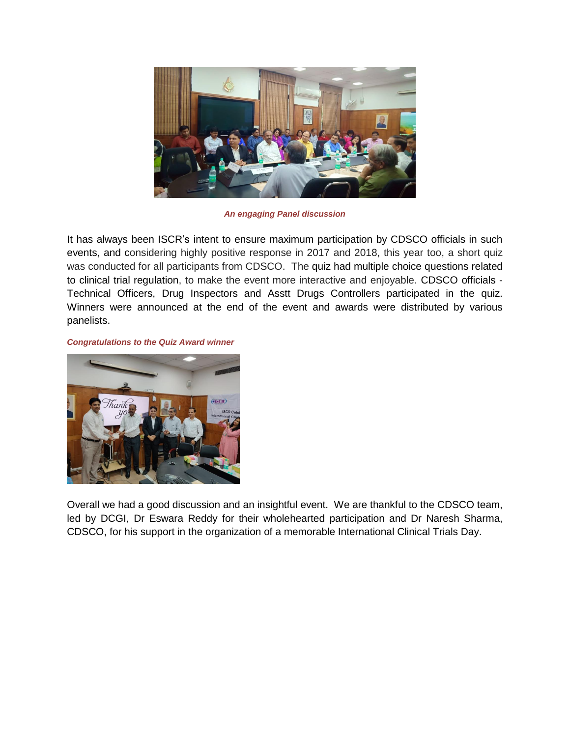*An engaging Panel discussion*

It has always been ISCR's intent to ensure maximum participation by CDSCO officials in such events, and considering highly positive response in 2017 and 2018, this year too, a short quiz was conducted for all participants from CDSCO. The quiz had multiple choice questions related to clinical trial regulation, to make the event more interactive and enjoyable. CDSCO officials - Technical Officers, Drug Inspectors and Asstt Drugs Controllers participated in the quiz. Winners were announced at the end of the event and awards were distributed by various panelists.

*Congratulations to the Quiz Award winner*

Overall we had a good discussion and an insightful event. We are thankful to the CDSCO team, led by DCGI, Dr Eswara Reddy for their wholehearted participation and Dr Naresh Sharma, CDSCO, for his support in the organization of a memorable International Clinical Trials Day.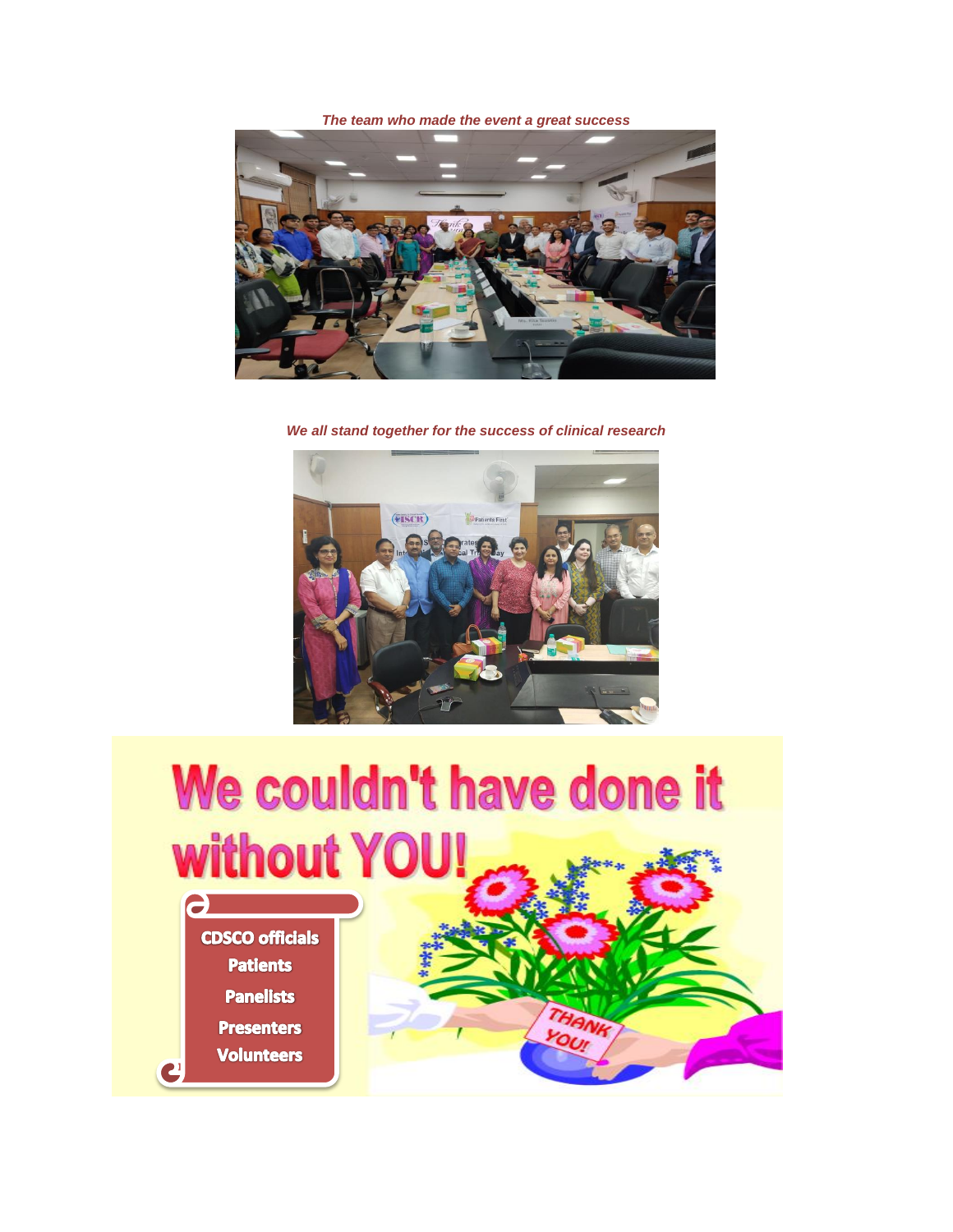*The team who made the event a great success*

*We all stand together for the success of clinical research*

# We couldn't have done it without YOU!

- CDSCO officials
- Patients
- Panelists
- Presenters
- Volunteers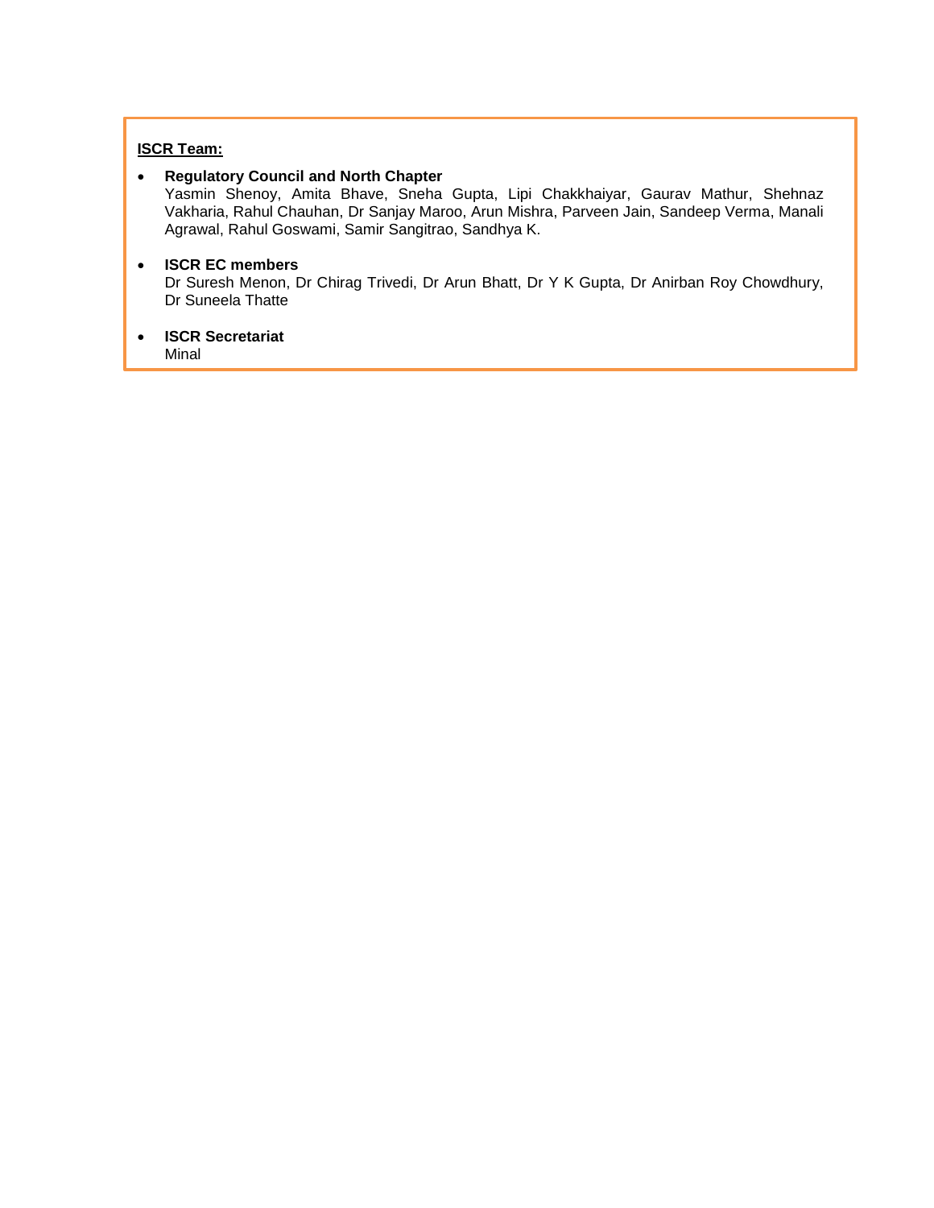**ISCR Team:**

- **Regulatory Council and North Chapter**
  Yasmin Shenoy, Amita Bhave, Sneha Gupta, Lipi Chakkhaiyar, Gaurav Mathur, Shehnaz Vakharia, Rahul Chauhan, Dr Sanjay Maroo, Arun Mishra, Parveen Jain, Sandeep Verma, Manali Agrawal, Rahul Goswami, Samir Sangitrao, Sandhya K.

- **ISCR EC members**
  Dr Suresh Menon, Dr Chirag Trivedi, Dr Arun Bhatt, Dr Y K Gupta, Dr Anirban Roy Chowdhury, Dr Suneela Thatte

- **ISCR Secretariat**
  Minal